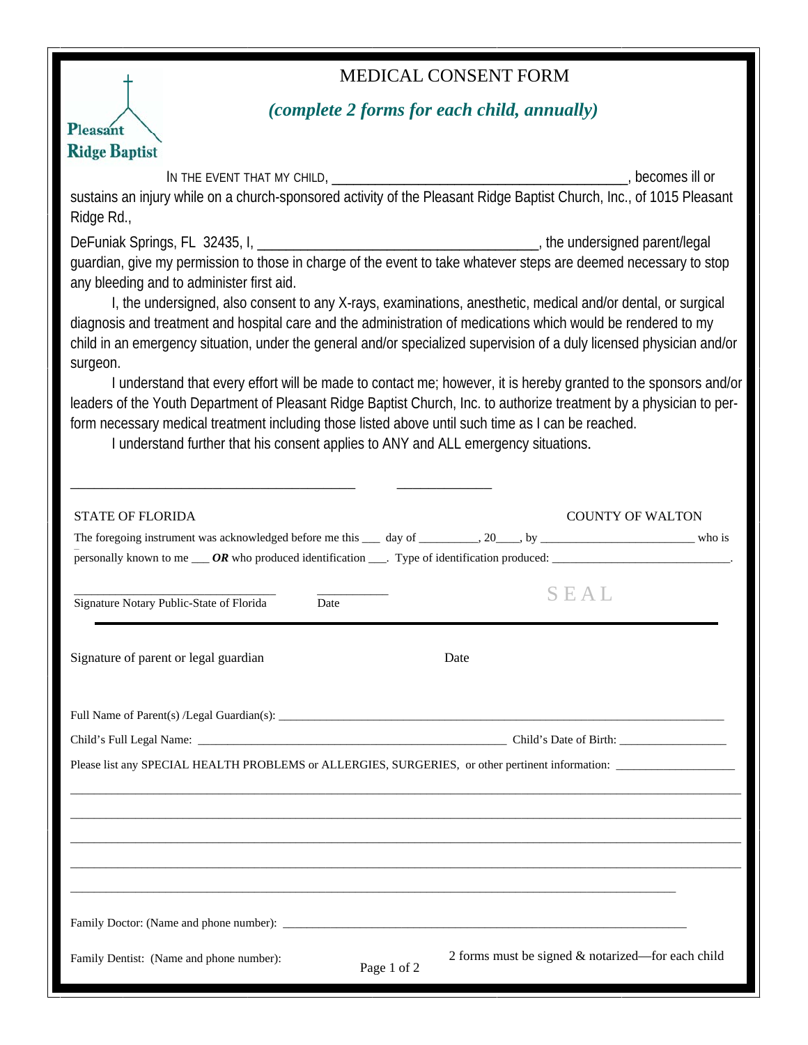Pleasant Ridge Baptist

# MEDICAL CONSENT FORM

***(complete 2 forms for each child, annually)***

IN THE EVENT THAT MY CHILD, ________________________________________, becomes ill or sustains an injury while on a church-sponsored activity of the Pleasant Ridge Baptist Church, Inc., of 1015 Pleasant Ridge Rd.,

DeFuniak Springs, FL 32435, I, ________________________________________, the undersigned parent/legal guardian, give my permission to those in charge of the event to take whatever steps are deemed necessary to stop any bleeding and to administer first aid.

I, the undersigned, also consent to any X-rays, examinations, anesthetic, medical and/or dental, or surgical diagnosis and treatment and hospital care and the administration of medications which would be rendered to my child in an emergency situation, under the general and/or specialized supervision of a duly licensed physician and/or surgeon.

I understand that every effort will be made to contact me; however, it is hereby granted to the sponsors and/or leaders of the Youth Department of Pleasant Ridge Baptist Church, Inc. to authorize treatment by a physician to perform necessary medical treatment including those listed above until such time as I can be reached.

I understand further that his consent applies to ANY and ALL emergency situations.

________________________________________ ______________

Signature of parent or legal guardian Date

STATE OF FLORIDA COUNTY OF WALTON

The foregoing instrument was acknowledged before me this ___ day of _________, 20___, by _________________________ who is personally known to me ___ ***OR*** who produced identification ___. Type of identification produced: _____________________________.

________________________________ ___________

Signature Notary Public-State of Florida Date

SEAL

---

Full Name of Parent(s) /Legal Guardian(s): ____________________________________________________________________________

Child's Full Legal Name: ____________________________________________________ Child's Date of Birth: __________________

Please list any SPECIAL HEALTH PROBLEMS or ALLERGIES, SURGERIES, or other pertinent information: ___________________

____________________________________________________________________________________________________

____________________________________________________________________________________________________

____________________________________________________________________________________________________

____________________________________________________________________________________________________

____________________________________________________________________________________________

Family Doctor: (Name and phone number): ____________________________________________________________________

Family Dentist: (Name and phone number):

2 forms must be signed & notarized—for each child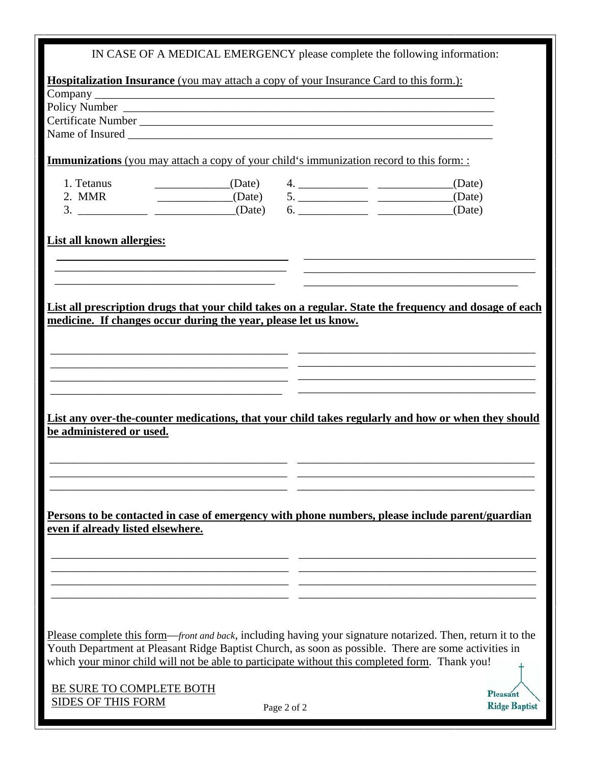IN CASE OF A MEDICAL EMERGENCY please complete the following information:

**Hospitalization Insurance** (you may attach a copy of your Insurance Card to this form.):

Company ___________________________________________________________________

Policy Number _______________________________________________________________

Certificate Number ____________________________________________________________

Name of Insured ______________________________________________________________

**Immunizations** (you may attach a copy of your child's immunization record to this form: :

| | | | |
|---|---|---|---|
| 1. Tetanus | _____________(Date) | 4. ____________ | _____________(Date) |
| 2. MMR | _____________(Date) | 5. ____________ | _____________(Date) |
| 3. ____________ | ______________(Date) | 6. ____________ | _____________(Date) |

**List all known allergies:**

__________________________________________ __________________________________________

__________________________________________ __________________________________________

________________________________________ ________________________________________

**List all prescription drugs that your child takes on a regular. State the frequency and dosage of each medicine. If changes occur during the year, please let us know.**

__________________________________________ __________________________________________

__________________________________________ __________________________________________

__________________________________________ __________________________________________

________________________________________ __________________________________________

**List any over-the-counter medications, that your child takes regularly and how or when they should be administered or used.**

__________________________________________ __________________________________________

__________________________________________ __________________________________________

__________________________________________ __________________________________________

**Persons to be contacted in case of emergency with phone numbers, please include parent/guardian even if already listed elsewhere.**

__________________________________________ __________________________________________

__________________________________________ __________________________________________

__________________________________________ __________________________________________

__________________________________________ __________________________________________

Please complete this form—*front and back*, including having your signature notarized. Then, return it to the Youth Department at Pleasant Ridge Baptist Church, as soon as possible. There are some activities in which your minor child will not be able to participate without this completed form. Thank you!

BE SURE TO COMPLETE BOTH SIDES OF THIS FORM

Pleasant Ridge Baptist